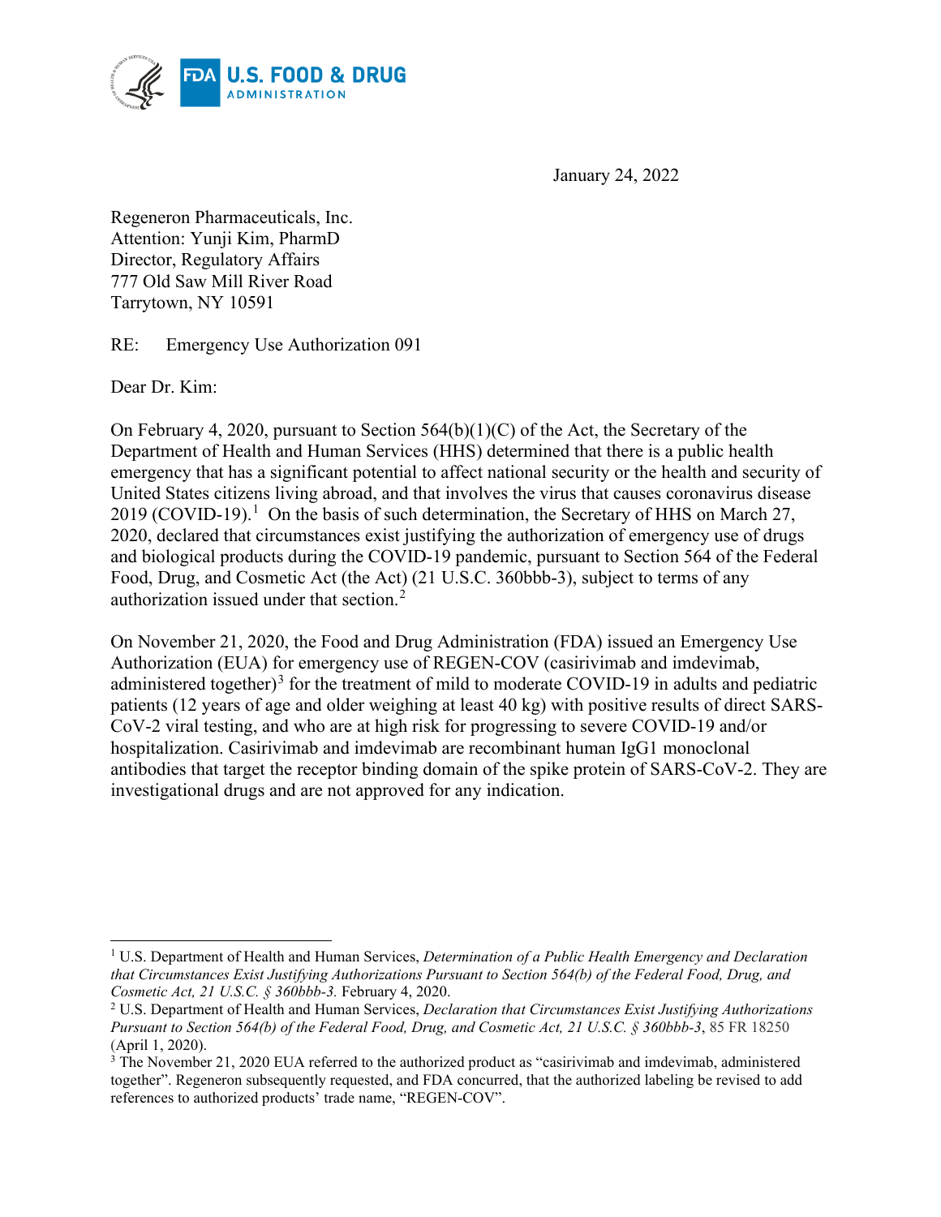January 24, 2022

Regeneron Pharmaceuticals, Inc.
Attention: Yunji Kim, PharmD
Director, Regulatory Affairs
777 Old Saw Mill River Road
Tarrytown, NY 10591

RE: Emergency Use Authorization 091

Dear Dr. Kim:

On February 4, 2020, pursuant to Section 564(b)(1)(C) of the Act, the Secretary of the Department of Health and Human Services (HHS) determined that there is a public health emergency that has a significant potential to affect national security or the health and security of United States citizens living abroad, and that involves the virus that causes coronavirus disease 2019 (COVID-19).[1] On the basis of such determination, the Secretary of HHS on March 27, 2020, declared that circumstances exist justifying the authorization of emergency use of drugs and biological products during the COVID-19 pandemic, pursuant to Section 564 of the Federal Food, Drug, and Cosmetic Act (the Act) (21 U.S.C. 360bbb-3), subject to terms of any authorization issued under that section.[2]

On November 21, 2020, the Food and Drug Administration (FDA) issued an Emergency Use Authorization (EUA) for emergency use of REGEN-COV (casirivimab and imdevimab, administered together)[3] for the treatment of mild to moderate COVID-19 in adults and pediatric patients (12 years of age and older weighing at least 40 kg) with positive results of direct SARS-CoV-2 viral testing, and who are at high risk for progressing to severe COVID-19 and/or hospitalization. Casirivimab and imdevimab are recombinant human IgG1 monoclonal antibodies that target the receptor binding domain of the spike protein of SARS-CoV-2. They are investigational drugs and are not approved for any indication.

---

[1] U.S. Department of Health and Human Services, *Determination of a Public Health Emergency and Declaration that Circumstances Exist Justifying Authorizations Pursuant to Section 564(b) of the Federal Food, Drug, and Cosmetic Act, 21 U.S.C. § 360bbb-3.* February 4, 2020.

[2] U.S. Department of Health and Human Services, *Declaration that Circumstances Exist Justifying Authorizations Pursuant to Section 564(b) of the Federal Food, Drug, and Cosmetic Act, 21 U.S.C. § 360bbb-3*, 85 FR 18250 (April 1, 2020).

[3] The November 21, 2020 EUA referred to the authorized product as "casirivimab and imdevimab, administered together". Regeneron subsequently requested, and FDA concurred, that the authorized labeling be revised to add references to authorized products' trade name, "REGEN-COV".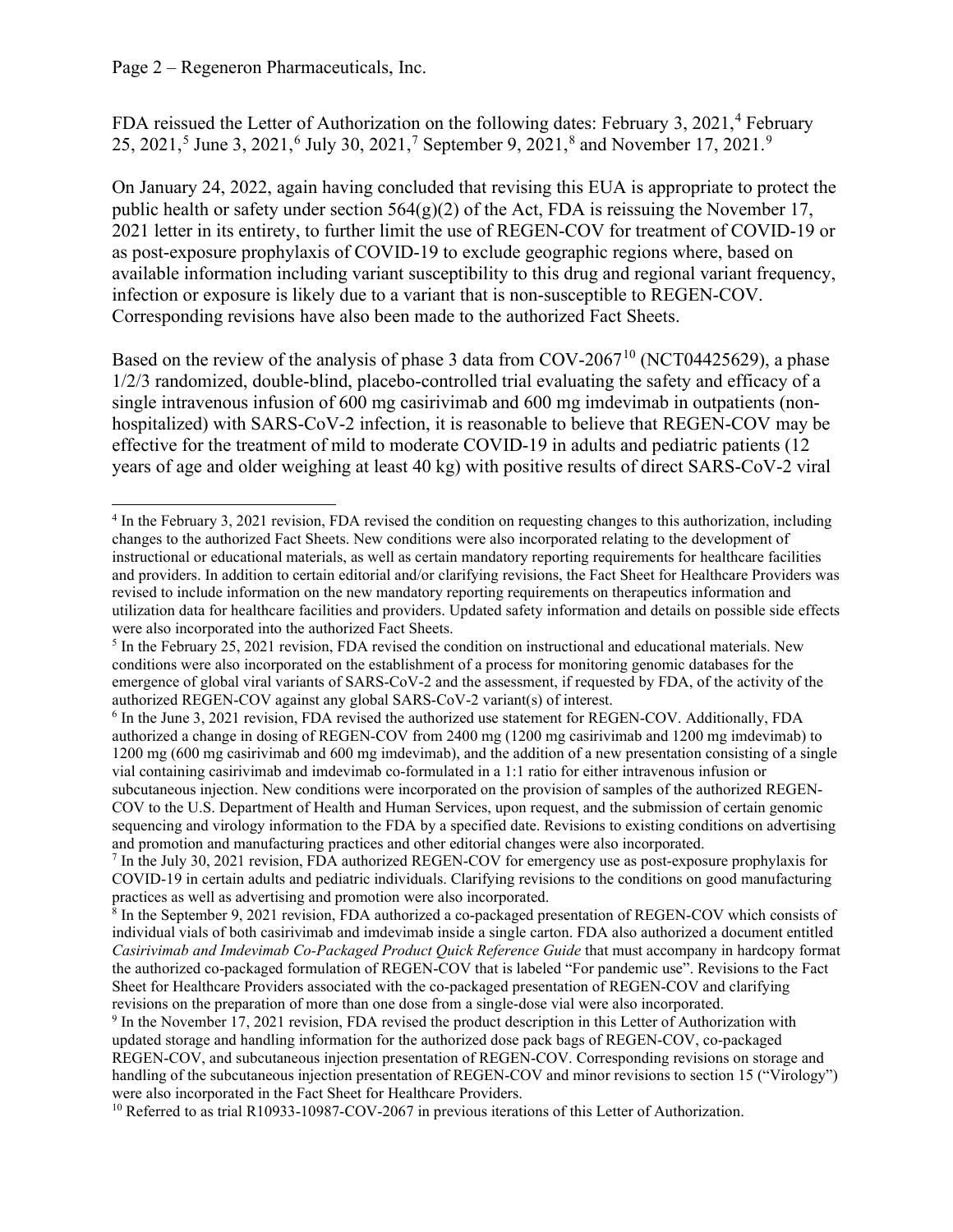FDA reissued the Letter of Authorization on the following dates: February 3, 2021,[4] February 25, 2021,[5] June 3, 2021,[6] July 30, 2021,[7] September 9, 2021,[8] and November 17, 2021.[9]

On January 24, 2022, again having concluded that revising this EUA is appropriate to protect the public health or safety under section 564(g)(2) of the Act, FDA is reissuing the November 17, 2021 letter in its entirety, to further limit the use of REGEN-COV for treatment of COVID-19 or as post-exposure prophylaxis of COVID-19 to exclude geographic regions where, based on available information including variant susceptibility to this drug and regional variant frequency, infection or exposure is likely due to a variant that is non-susceptible to REGEN-COV. Corresponding revisions have also been made to the authorized Fact Sheets.

Based on the review of the analysis of phase 3 data from COV-2067[10] (NCT04425629), a phase 1/2/3 randomized, double-blind, placebo-controlled trial evaluating the safety and efficacy of a single intravenous infusion of 600 mg casirivimab and 600 mg imdevimab in outpatients (non-hospitalized) with SARS-CoV-2 infection, it is reasonable to believe that REGEN-COV may be effective for the treatment of mild to moderate COVID-19 in adults and pediatric patients (12 years of age and older weighing at least 40 kg) with positive results of direct SARS-CoV-2 viral

---

[4] In the February 3, 2021 revision, FDA revised the condition on requesting changes to this authorization, including changes to the authorized Fact Sheets. New conditions were also incorporated relating to the development of instructional or educational materials, as well as certain mandatory reporting requirements for healthcare facilities and providers. In addition to certain editorial and/or clarifying revisions, the Fact Sheet for Healthcare Providers was revised to include information on the new mandatory reporting requirements on therapeutics information and utilization data for healthcare facilities and providers. Updated safety information and details on possible side effects were also incorporated into the authorized Fact Sheets.

[5] In the February 25, 2021 revision, FDA revised the condition on instructional and educational materials. New conditions were also incorporated on the establishment of a process for monitoring genomic databases for the emergence of global viral variants of SARS-CoV-2 and the assessment, if requested by FDA, of the activity of the authorized REGEN-COV against any global SARS-CoV-2 variant(s) of interest.

[6] In the June 3, 2021 revision, FDA revised the authorized use statement for REGEN-COV. Additionally, FDA authorized a change in dosing of REGEN-COV from 2400 mg (1200 mg casirivimab and 1200 mg imdevimab) to 1200 mg (600 mg casirivimab and 600 mg imdevimab), and the addition of a new presentation consisting of a single vial containing casirivimab and imdevimab co-formulated in a 1:1 ratio for either intravenous infusion or subcutaneous injection. New conditions were incorporated on the provision of samples of the authorized REGEN-COV to the U.S. Department of Health and Human Services, upon request, and the submission of certain genomic sequencing and virology information to the FDA by a specified date. Revisions to existing conditions on advertising and promotion and manufacturing practices and other editorial changes were also incorporated.

[7] In the July 30, 2021 revision, FDA authorized REGEN-COV for emergency use as post-exposure prophylaxis for COVID-19 in certain adults and pediatric individuals. Clarifying revisions to the conditions on good manufacturing practices as well as advertising and promotion were also incorporated.

[8] In the September 9, 2021 revision, FDA authorized a co-packaged presentation of REGEN-COV which consists of individual vials of both casirivimab and imdevimab inside a single carton. FDA also authorized a document entitled *Casirivimab and Imdevimab Co-Packaged Product Quick Reference Guide* that must accompany in hardcopy format the authorized co-packaged formulation of REGEN-COV that is labeled "For pandemic use". Revisions to the Fact Sheet for Healthcare Providers associated with the co-packaged presentation of REGEN-COV and clarifying revisions on the preparation of more than one dose from a single-dose vial were also incorporated.

[9] In the November 17, 2021 revision, FDA revised the product description in this Letter of Authorization with updated storage and handling information for the authorized dose pack bags of REGEN-COV, co-packaged REGEN-COV, and subcutaneous injection presentation of REGEN-COV. Corresponding revisions on storage and handling of the subcutaneous injection presentation of REGEN-COV and minor revisions to section 15 ("Virology") were also incorporated in the Fact Sheet for Healthcare Providers.

[10] Referred to as trial R10933-10987-COV-2067 in previous iterations of this Letter of Authorization.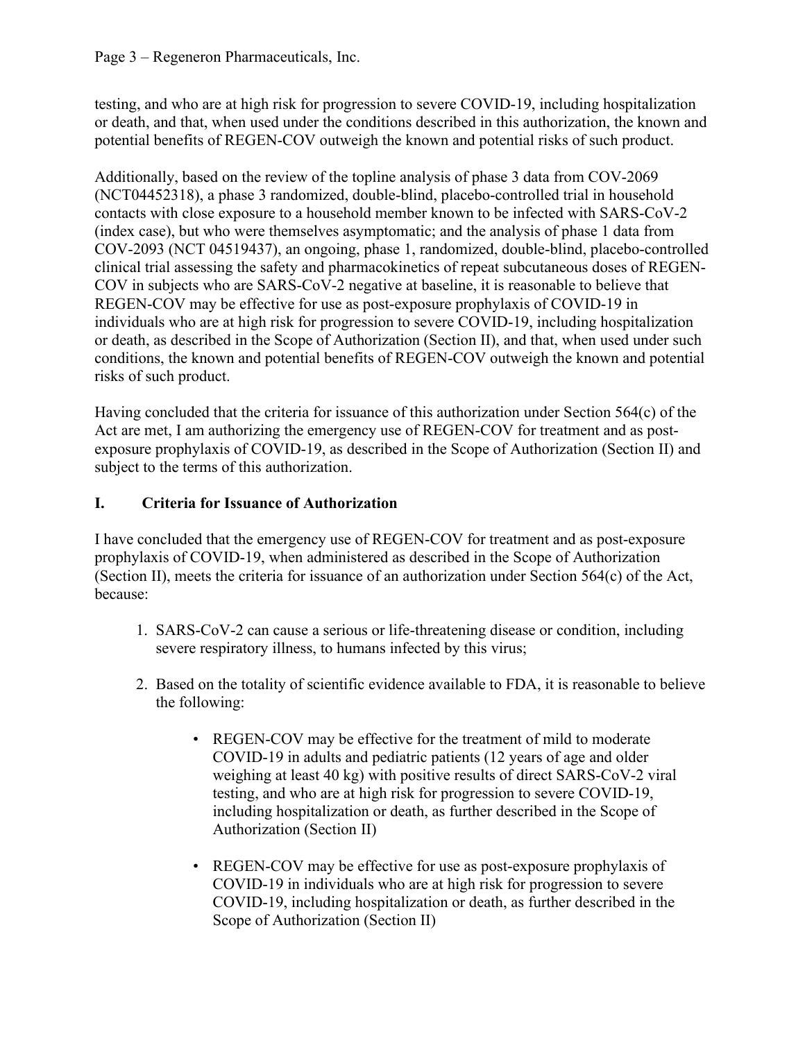testing, and who are at high risk for progression to severe COVID-19, including hospitalization or death, and that, when used under the conditions described in this authorization, the known and potential benefits of REGEN-COV outweigh the known and potential risks of such product.

Additionally, based on the review of the topline analysis of phase 3 data from COV-2069 (NCT04452318), a phase 3 randomized, double-blind, placebo-controlled trial in household contacts with close exposure to a household member known to be infected with SARS-CoV-2 (index case), but who were themselves asymptomatic; and the analysis of phase 1 data from COV-2093 (NCT 04519437), an ongoing, phase 1, randomized, double-blind, placebo-controlled clinical trial assessing the safety and pharmacokinetics of repeat subcutaneous doses of REGEN-COV in subjects who are SARS-CoV-2 negative at baseline, it is reasonable to believe that REGEN-COV may be effective for use as post-exposure prophylaxis of COVID-19 in individuals who are at high risk for progression to severe COVID-19, including hospitalization or death, as described in the Scope of Authorization (Section II), and that, when used under such conditions, the known and potential benefits of REGEN-COV outweigh the known and potential risks of such product.

Having concluded that the criteria for issuance of this authorization under Section 564(c) of the Act are met, I am authorizing the emergency use of REGEN-COV for treatment and as post-exposure prophylaxis of COVID-19, as described in the Scope of Authorization (Section II) and subject to the terms of this authorization.

## I. Criteria for Issuance of Authorization

I have concluded that the emergency use of REGEN-COV for treatment and as post-exposure prophylaxis of COVID-19, when administered as described in the Scope of Authorization (Section II), meets the criteria for issuance of an authorization under Section 564(c) of the Act, because:

1. SARS-CoV-2 can cause a serious or life-threatening disease or condition, including severe respiratory illness, to humans infected by this virus;

2. Based on the totality of scientific evidence available to FDA, it is reasonable to believe the following:

    - REGEN-COV may be effective for the treatment of mild to moderate COVID-19 in adults and pediatric patients (12 years of age and older weighing at least 40 kg) with positive results of direct SARS-CoV-2 viral testing, and who are at high risk for progression to severe COVID-19, including hospitalization or death, as further described in the Scope of Authorization (Section II)

    - REGEN-COV may be effective for use as post-exposure prophylaxis of COVID-19 in individuals who are at high risk for progression to severe COVID-19, including hospitalization or death, as further described in the Scope of Authorization (Section II)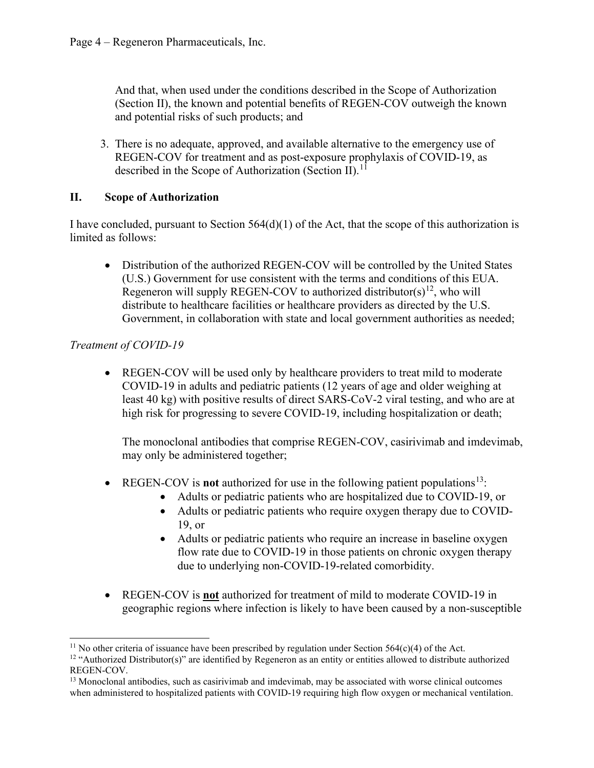And that, when used under the conditions described in the Scope of Authorization (Section II), the known and potential benefits of REGEN-COV outweigh the known and potential risks of such products; and

3. There is no adequate, approved, and available alternative to the emergency use of REGEN-COV for treatment and as post-exposure prophylaxis of COVID-19, as described in the Scope of Authorization (Section II).[11]

## II. Scope of Authorization

I have concluded, pursuant to Section 564(d)(1) of the Act, that the scope of this authorization is limited as follows:

- Distribution of the authorized REGEN-COV will be controlled by the United States (U.S.) Government for use consistent with the terms and conditions of this EUA. Regeneron will supply REGEN-COV to authorized distributor(s)[12], who will distribute to healthcare facilities or healthcare providers as directed by the U.S. Government, in collaboration with state and local government authorities as needed;

*Treatment of COVID-19*

- REGEN-COV will be used only by healthcare providers to treat mild to moderate COVID-19 in adults and pediatric patients (12 years of age and older weighing at least 40 kg) with positive results of direct SARS-CoV-2 viral testing, and who are at high risk for progressing to severe COVID-19, including hospitalization or death;

  The monoclonal antibodies that comprise REGEN-COV, casirivimab and imdevimab, may only be administered together;

- REGEN-COV is **not** authorized for use in the following patient populations[13]:
  - Adults or pediatric patients who are hospitalized due to COVID-19, or
  - Adults or pediatric patients who require oxygen therapy due to COVID-19, or
  - Adults or pediatric patients who require an increase in baseline oxygen flow rate due to COVID-19 in those patients on chronic oxygen therapy due to underlying non-COVID-19-related comorbidity.

- REGEN-COV is **<u>not</u>** authorized for treatment of mild to moderate COVID-19 in geographic regions where infection is likely to have been caused by a non-susceptible

---

[11] No other criteria of issuance have been prescribed by regulation under Section 564(c)(4) of the Act.

[12] "Authorized Distributor(s)" are identified by Regeneron as an entity or entities allowed to distribute authorized REGEN-COV.

[13] Monoclonal antibodies, such as casirivimab and imdevimab, may be associated with worse clinical outcomes when administered to hospitalized patients with COVID-19 requiring high flow oxygen or mechanical ventilation.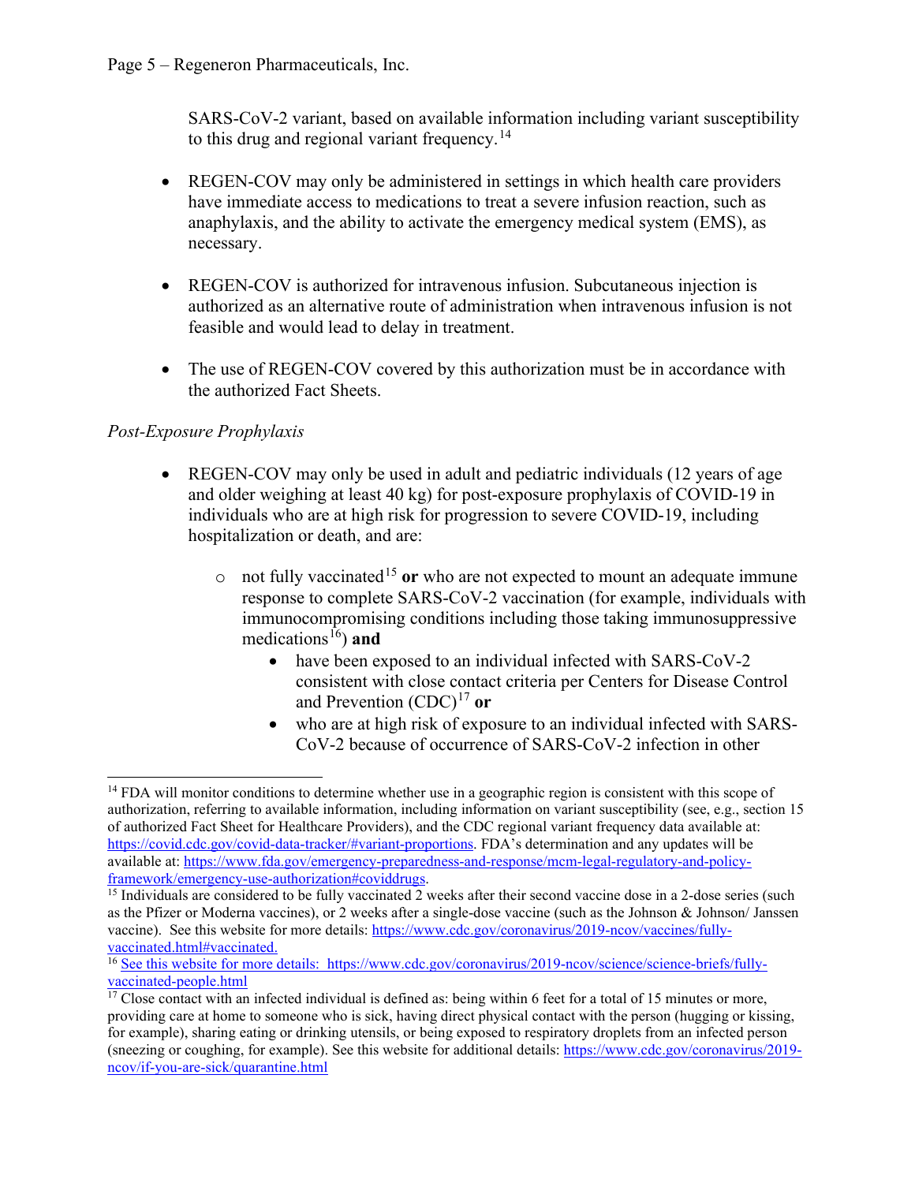SARS-CoV-2 variant, based on available information including variant susceptibility to this drug and regional variant frequency.[14]

- REGEN-COV may only be administered in settings in which health care providers have immediate access to medications to treat a severe infusion reaction, such as anaphylaxis, and the ability to activate the emergency medical system (EMS), as necessary.

- REGEN-COV is authorized for intravenous infusion. Subcutaneous injection is authorized as an alternative route of administration when intravenous infusion is not feasible and would lead to delay in treatment.

- The use of REGEN-COV covered by this authorization must be in accordance with the authorized Fact Sheets.

*Post-Exposure Prophylaxis*

- REGEN-COV may only be used in adult and pediatric individuals (12 years of age and older weighing at least 40 kg) for post-exposure prophylaxis of COVID-19 in individuals who are at high risk for progression to severe COVID-19, including hospitalization or death, and are:
  - not fully vaccinated[15] **or** who are not expected to mount an adequate immune response to complete SARS-CoV-2 vaccination (for example, individuals with immunocompromising conditions including those taking immunosuppressive medications[16]) **and**
    - have been exposed to an individual infected with SARS-CoV-2 consistent with close contact criteria per Centers for Disease Control and Prevention (CDC)[17] **or**
    - who are at high risk of exposure to an individual infected with SARS-CoV-2 because of occurrence of SARS-CoV-2 infection in other

---

[14] FDA will monitor conditions to determine whether use in a geographic region is consistent with this scope of authorization, referring to available information, including information on variant susceptibility (see, e.g., section 15 of authorized Fact Sheet for Healthcare Providers), and the CDC regional variant frequency data available at: https://covid.cdc.gov/covid-data-tracker/#variant-proportions. FDA's determination and any updates will be available at: https://www.fda.gov/emergency-preparedness-and-response/mcm-legal-regulatory-and-policy-framework/emergency-use-authorization#coviddrugs.

[15] Individuals are considered to be fully vaccinated 2 weeks after their second vaccine dose in a 2-dose series (such as the Pfizer or Moderna vaccines), or 2 weeks after a single-dose vaccine (such as the Johnson & Johnson/ Janssen vaccine). See this website for more details: https://www.cdc.gov/coronavirus/2019-ncov/vaccines/fully-vaccinated.html#vaccinated.

[16] See this website for more details: https://www.cdc.gov/coronavirus/2019-ncov/science/science-briefs/fully-vaccinated-people.html

[17] Close contact with an infected individual is defined as: being within 6 feet for a total of 15 minutes or more, providing care at home to someone who is sick, having direct physical contact with the person (hugging or kissing, for example), sharing eating or drinking utensils, or being exposed to respiratory droplets from an infected person (sneezing or coughing, for example). See this website for additional details: https://www.cdc.gov/coronavirus/2019-ncov/if-you-are-sick/quarantine.html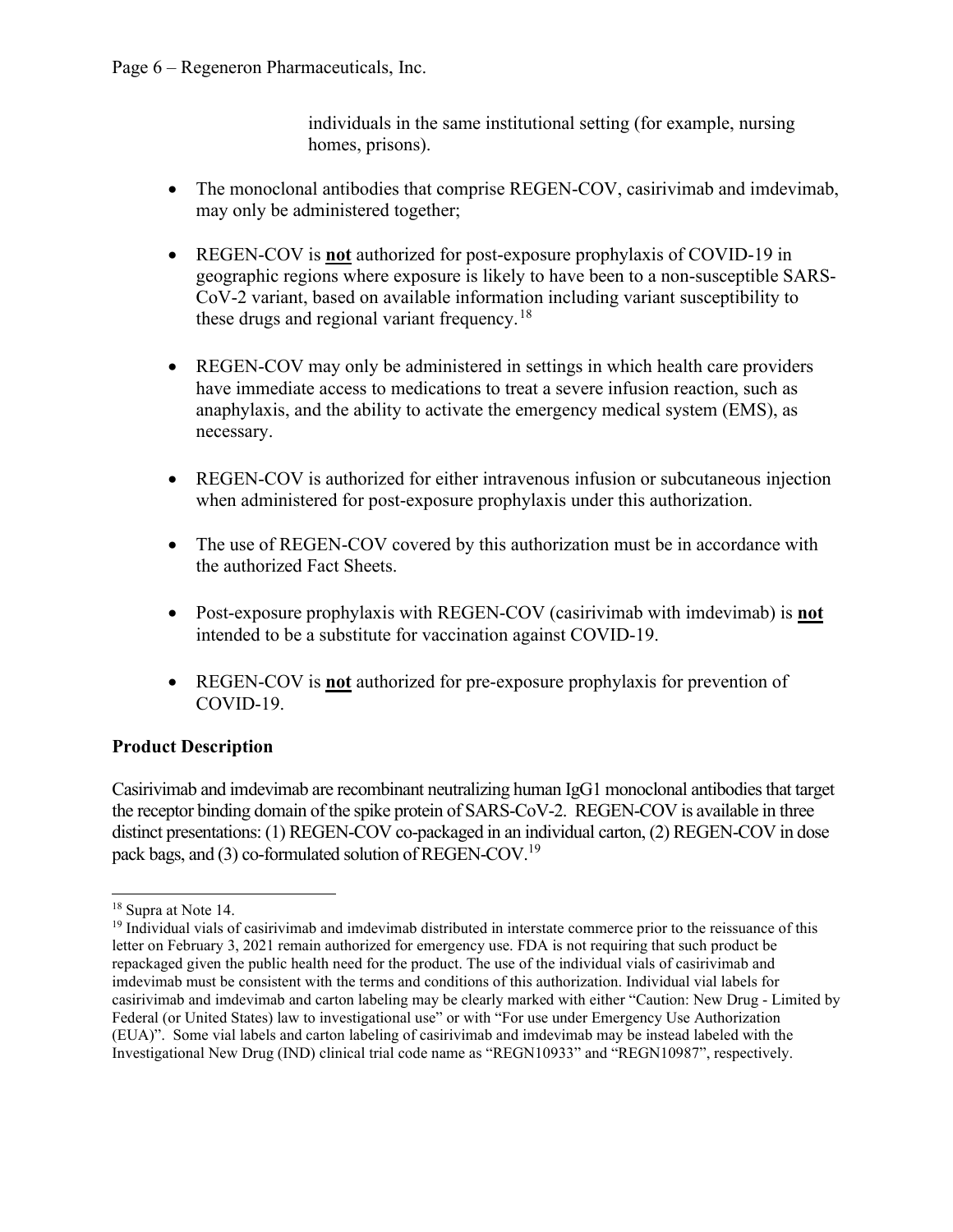individuals in the same institutional setting (for example, nursing homes, prisons).

- The monoclonal antibodies that comprise REGEN-COV, casirivimab and imdevimab, may only be administered together;
- REGEN-COV is **not** authorized for post-exposure prophylaxis of COVID-19 in geographic regions where exposure is likely to have been to a non-susceptible SARS-CoV-2 variant, based on available information including variant susceptibility to these drugs and regional variant frequency.[18]
- REGEN-COV may only be administered in settings in which health care providers have immediate access to medications to treat a severe infusion reaction, such as anaphylaxis, and the ability to activate the emergency medical system (EMS), as necessary.
- REGEN-COV is authorized for either intravenous infusion or subcutaneous injection when administered for post-exposure prophylaxis under this authorization.
- The use of REGEN-COV covered by this authorization must be in accordance with the authorized Fact Sheets.
- Post-exposure prophylaxis with REGEN-COV (casirivimab with imdevimab) is **not** intended to be a substitute for vaccination against COVID-19.
- REGEN-COV is **not** authorized for pre-exposure prophylaxis for prevention of COVID-19.

**Product Description**

Casirivimab and imdevimab are recombinant neutralizing human IgG1 monoclonal antibodies that target the receptor binding domain of the spike protein of SARS-CoV-2. REGEN-COV is available in three distinct presentations: (1) REGEN-COV co-packaged in an individual carton, (2) REGEN-COV in dose pack bags, and (3) co-formulated solution of REGEN-COV.[19]

---

[18] Supra at Note 14.

[19] Individual vials of casirivimab and imdevimab distributed in interstate commerce prior to the reissuance of this letter on February 3, 2021 remain authorized for emergency use. FDA is not requiring that such product be repackaged given the public health need for the product. The use of the individual vials of casirivimab and imdevimab must be consistent with the terms and conditions of this authorization. Individual vial labels for casirivimab and imdevimab and carton labeling may be clearly marked with either "Caution: New Drug - Limited by Federal (or United States) law to investigational use" or with "For use under Emergency Use Authorization (EUA)". Some vial labels and carton labeling of casirivimab and imdevimab may be instead labeled with the Investigational New Drug (IND) clinical trial code name as "REGN10933" and "REGN10987", respectively.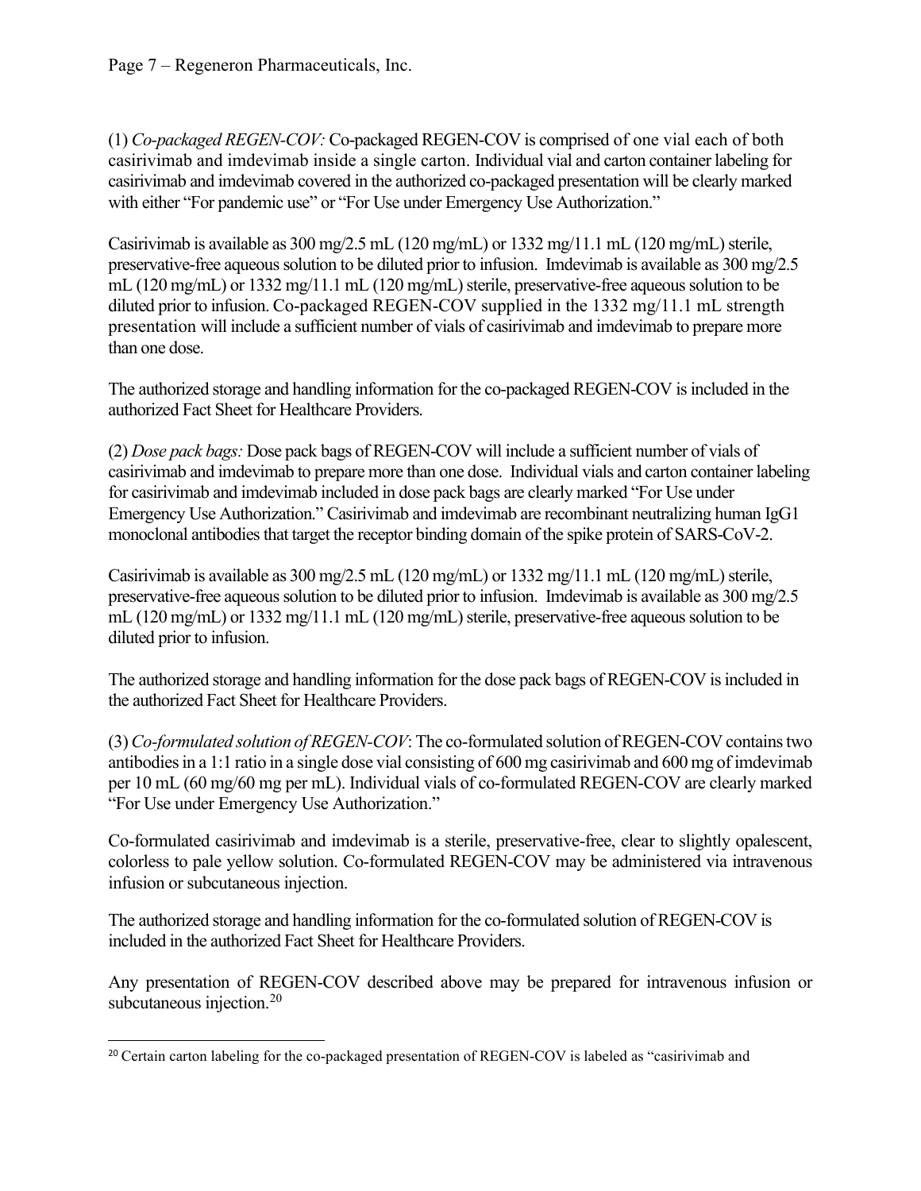(1) *Co-packaged REGEN-COV:* Co-packaged REGEN-COV is comprised of one vial each of both casirivimab and imdevimab inside a single carton. Individual vial and carton container labeling for casirivimab and imdevimab covered in the authorized co-packaged presentation will be clearly marked with either "For pandemic use" or "For Use under Emergency Use Authorization."

Casirivimab is available as 300 mg/2.5 mL (120 mg/mL) or 1332 mg/11.1 mL (120 mg/mL) sterile, preservative-free aqueous solution to be diluted prior to infusion. Imdevimab is available as 300 mg/2.5 mL (120 mg/mL) or 1332 mg/11.1 mL (120 mg/mL) sterile, preservative-free aqueous solution to be diluted prior to infusion. Co-packaged REGEN-COV supplied in the 1332 mg/11.1 mL strength presentation will include a sufficient number of vials of casirivimab and imdevimab to prepare more than one dose.

The authorized storage and handling information for the co-packaged REGEN-COV is included in the authorized Fact Sheet for Healthcare Providers.

(2) *Dose pack bags:* Dose pack bags of REGEN-COV will include a sufficient number of vials of casirivimab and imdevimab to prepare more than one dose. Individual vials and carton container labeling for casirivimab and imdevimab included in dose pack bags are clearly marked "For Use under Emergency Use Authorization." Casirivimab and imdevimab are recombinant neutralizing human IgG1 monoclonal antibodies that target the receptor binding domain of the spike protein of SARS-CoV-2.

Casirivimab is available as 300 mg/2.5 mL (120 mg/mL) or 1332 mg/11.1 mL (120 mg/mL) sterile, preservative-free aqueous solution to be diluted prior to infusion. Imdevimab is available as 300 mg/2.5 mL (120 mg/mL) or 1332 mg/11.1 mL (120 mg/mL) sterile, preservative-free aqueous solution to be diluted prior to infusion.

The authorized storage and handling information for the dose pack bags of REGEN-COV is included in the authorized Fact Sheet for Healthcare Providers.

(3) *Co-formulated solution of REGEN-COV*: The co-formulated solution of REGEN-COV contains two antibodies in a 1:1 ratio in a single dose vial consisting of 600 mg casirivimab and 600 mg of imdevimab per 10 mL (60 mg/60 mg per mL). Individual vials of co-formulated REGEN-COV are clearly marked "For Use under Emergency Use Authorization."

Co-formulated casirivimab and imdevimab is a sterile, preservative-free, clear to slightly opalescent, colorless to pale yellow solution. Co-formulated REGEN-COV may be administered via intravenous infusion or subcutaneous injection.

The authorized storage and handling information for the co-formulated solution of REGEN-COV is included in the authorized Fact Sheet for Healthcare Providers.

Any presentation of REGEN-COV described above may be prepared for intravenous infusion or subcutaneous injection.[20]

---

[20] Certain carton labeling for the co-packaged presentation of REGEN-COV is labeled as "casirivimab and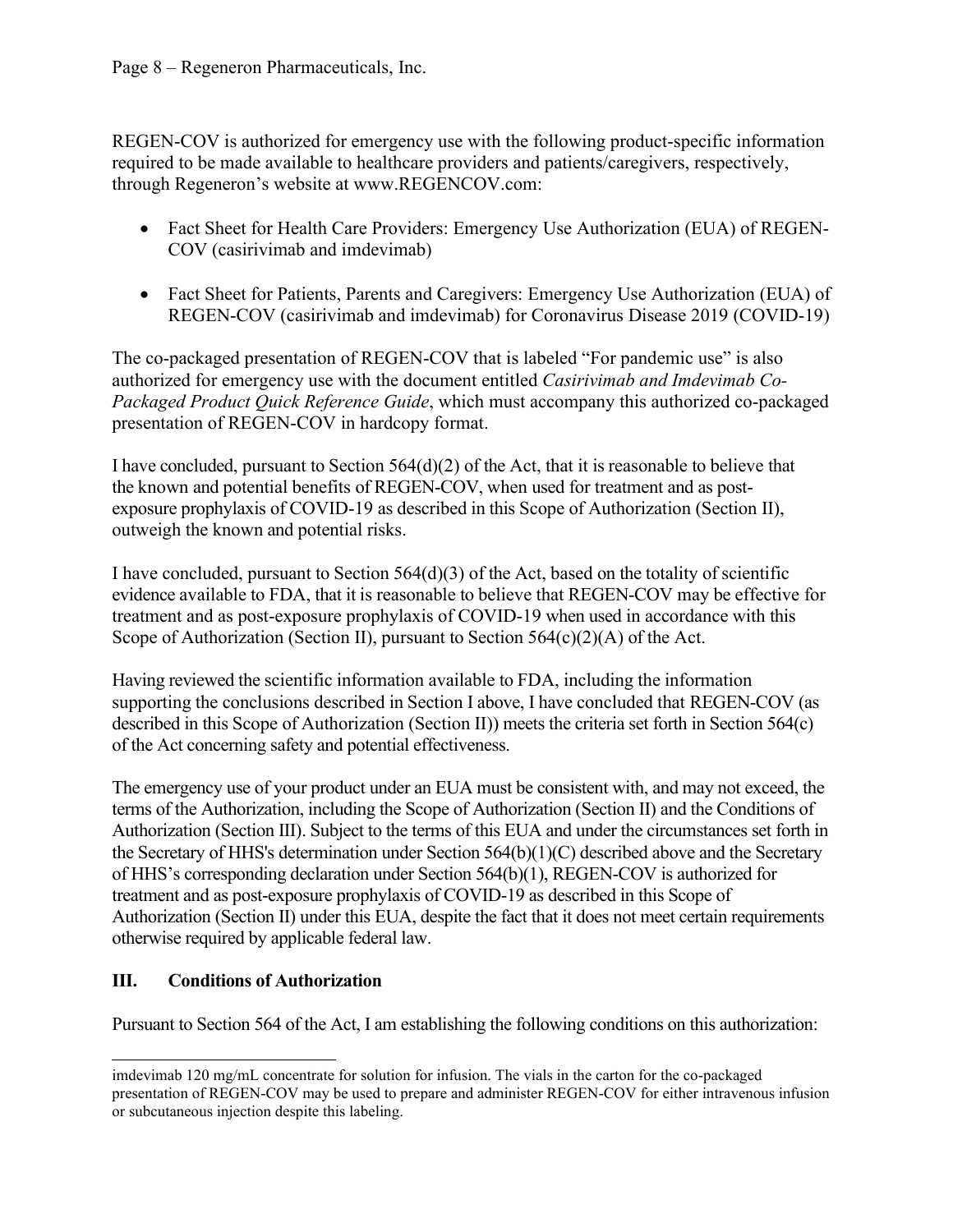REGEN-COV is authorized for emergency use with the following product-specific information required to be made available to healthcare providers and patients/caregivers, respectively, through Regeneron's website at www.REGENCOV.com:

- Fact Sheet for Health Care Providers: Emergency Use Authorization (EUA) of REGEN-COV (casirivimab and imdevimab)
- Fact Sheet for Patients, Parents and Caregivers: Emergency Use Authorization (EUA) of REGEN-COV (casirivimab and imdevimab) for Coronavirus Disease 2019 (COVID-19)

The co-packaged presentation of REGEN-COV that is labeled "For pandemic use" is also authorized for emergency use with the document entitled *Casirivimab and Imdevimab Co-Packaged Product Quick Reference Guide*, which must accompany this authorized co-packaged presentation of REGEN-COV in hardcopy format.

I have concluded, pursuant to Section 564(d)(2) of the Act, that it is reasonable to believe that the known and potential benefits of REGEN-COV, when used for treatment and as post-exposure prophylaxis of COVID-19 as described in this Scope of Authorization (Section II), outweigh the known and potential risks.

I have concluded, pursuant to Section 564(d)(3) of the Act, based on the totality of scientific evidence available to FDA, that it is reasonable to believe that REGEN-COV may be effective for treatment and as post-exposure prophylaxis of COVID-19 when used in accordance with this Scope of Authorization (Section II), pursuant to Section 564(c)(2)(A) of the Act.

Having reviewed the scientific information available to FDA, including the information supporting the conclusions described in Section I above, I have concluded that REGEN-COV (as described in this Scope of Authorization (Section II)) meets the criteria set forth in Section 564(c) of the Act concerning safety and potential effectiveness.

The emergency use of your product under an EUA must be consistent with, and may not exceed, the terms of the Authorization, including the Scope of Authorization (Section II) and the Conditions of Authorization (Section III). Subject to the terms of this EUA and under the circumstances set forth in the Secretary of HHS's determination under Section 564(b)(1)(C) described above and the Secretary of HHS's corresponding declaration under Section 564(b)(1), REGEN-COV is authorized for treatment and as post-exposure prophylaxis of COVID-19 as described in this Scope of Authorization (Section II) under this EUA, despite the fact that it does not meet certain requirements otherwise required by applicable federal law.

## III. Conditions of Authorization

Pursuant to Section 564 of the Act, I am establishing the following conditions on this authorization:

---

imdevimab 120 mg/mL concentrate for solution for infusion. The vials in the carton for the co-packaged presentation of REGEN-COV may be used to prepare and administer REGEN-COV for either intravenous infusion or subcutaneous injection despite this labeling.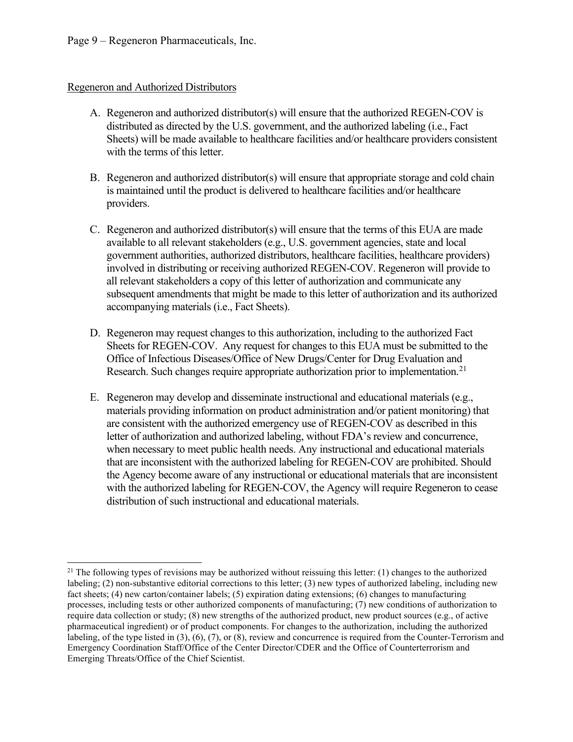Regeneron and Authorized Distributors

A. Regeneron and authorized distributor(s) will ensure that the authorized REGEN-COV is distributed as directed by the U.S. government, and the authorized labeling (i.e., Fact Sheets) will be made available to healthcare facilities and/or healthcare providers consistent with the terms of this letter.

B. Regeneron and authorized distributor(s) will ensure that appropriate storage and cold chain is maintained until the product is delivered to healthcare facilities and/or healthcare providers.

C. Regeneron and authorized distributor(s) will ensure that the terms of this EUA are made available to all relevant stakeholders (e.g., U.S. government agencies, state and local government authorities, authorized distributors, healthcare facilities, healthcare providers) involved in distributing or receiving authorized REGEN-COV. Regeneron will provide to all relevant stakeholders a copy of this letter of authorization and communicate any subsequent amendments that might be made to this letter of authorization and its authorized accompanying materials (i.e., Fact Sheets).

D. Regeneron may request changes to this authorization, including to the authorized Fact Sheets for REGEN-COV. Any request for changes to this EUA must be submitted to the Office of Infectious Diseases/Office of New Drugs/Center for Drug Evaluation and Research. Such changes require appropriate authorization prior to implementation.[21]

E. Regeneron may develop and disseminate instructional and educational materials (e.g., materials providing information on product administration and/or patient monitoring) that are consistent with the authorized emergency use of REGEN-COV as described in this letter of authorization and authorized labeling, without FDA's review and concurrence, when necessary to meet public health needs. Any instructional and educational materials that are inconsistent with the authorized labeling for REGEN-COV are prohibited. Should the Agency become aware of any instructional or educational materials that are inconsistent with the authorized labeling for REGEN-COV, the Agency will require Regeneron to cease distribution of such instructional and educational materials.

---

[21] The following types of revisions may be authorized without reissuing this letter: (1) changes to the authorized labeling; (2) non-substantive editorial corrections to this letter; (3) new types of authorized labeling, including new fact sheets; (4) new carton/container labels; (5) expiration dating extensions; (6) changes to manufacturing processes, including tests or other authorized components of manufacturing; (7) new conditions of authorization to require data collection or study; (8) new strengths of the authorized product, new product sources (e.g., of active pharmaceutical ingredient) or of product components. For changes to the authorization, including the authorized labeling, of the type listed in (3), (6), (7), or (8), review and concurrence is required from the Counter-Terrorism and Emergency Coordination Staff/Office of the Center Director/CDER and the Office of Counterterrorism and Emerging Threats/Office of the Chief Scientist.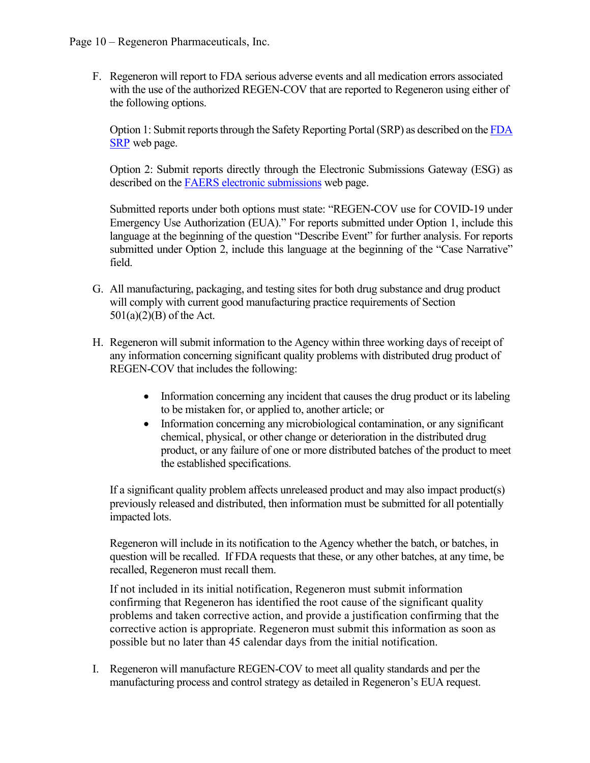F. Regeneron will report to FDA serious adverse events and all medication errors associated with the use of the authorized REGEN-COV that are reported to Regeneron using either of the following options.

   Option 1: Submit reports through the Safety Reporting Portal (SRP) as described on the FDA SRP web page.

   Option 2: Submit reports directly through the Electronic Submissions Gateway (ESG) as described on the FAERS electronic submissions web page.

   Submitted reports under both options must state: "REGEN-COV use for COVID-19 under Emergency Use Authorization (EUA)." For reports submitted under Option 1, include this language at the beginning of the question "Describe Event" for further analysis. For reports submitted under Option 2, include this language at the beginning of the "Case Narrative" field.

G. All manufacturing, packaging, and testing sites for both drug substance and drug product will comply with current good manufacturing practice requirements of Section 501(a)(2)(B) of the Act.

H. Regeneron will submit information to the Agency within three working days of receipt of any information concerning significant quality problems with distributed drug product of REGEN-COV that includes the following:

   - Information concerning any incident that causes the drug product or its labeling to be mistaken for, or applied to, another article; or
   - Information concerning any microbiological contamination, or any significant chemical, physical, or other change or deterioration in the distributed drug product, or any failure of one or more distributed batches of the product to meet the established specifications.

   If a significant quality problem affects unreleased product and may also impact product(s) previously released and distributed, then information must be submitted for all potentially impacted lots.

   Regeneron will include in its notification to the Agency whether the batch, or batches, in question will be recalled. If FDA requests that these, or any other batches, at any time, be recalled, Regeneron must recall them.

   If not included in its initial notification, Regeneron must submit information confirming that Regeneron has identified the root cause of the significant quality problems and taken corrective action, and provide a justification confirming that the corrective action is appropriate. Regeneron must submit this information as soon as possible but no later than 45 calendar days from the initial notification.

I. Regeneron will manufacture REGEN-COV to meet all quality standards and per the manufacturing process and control strategy as detailed in Regeneron's EUA request.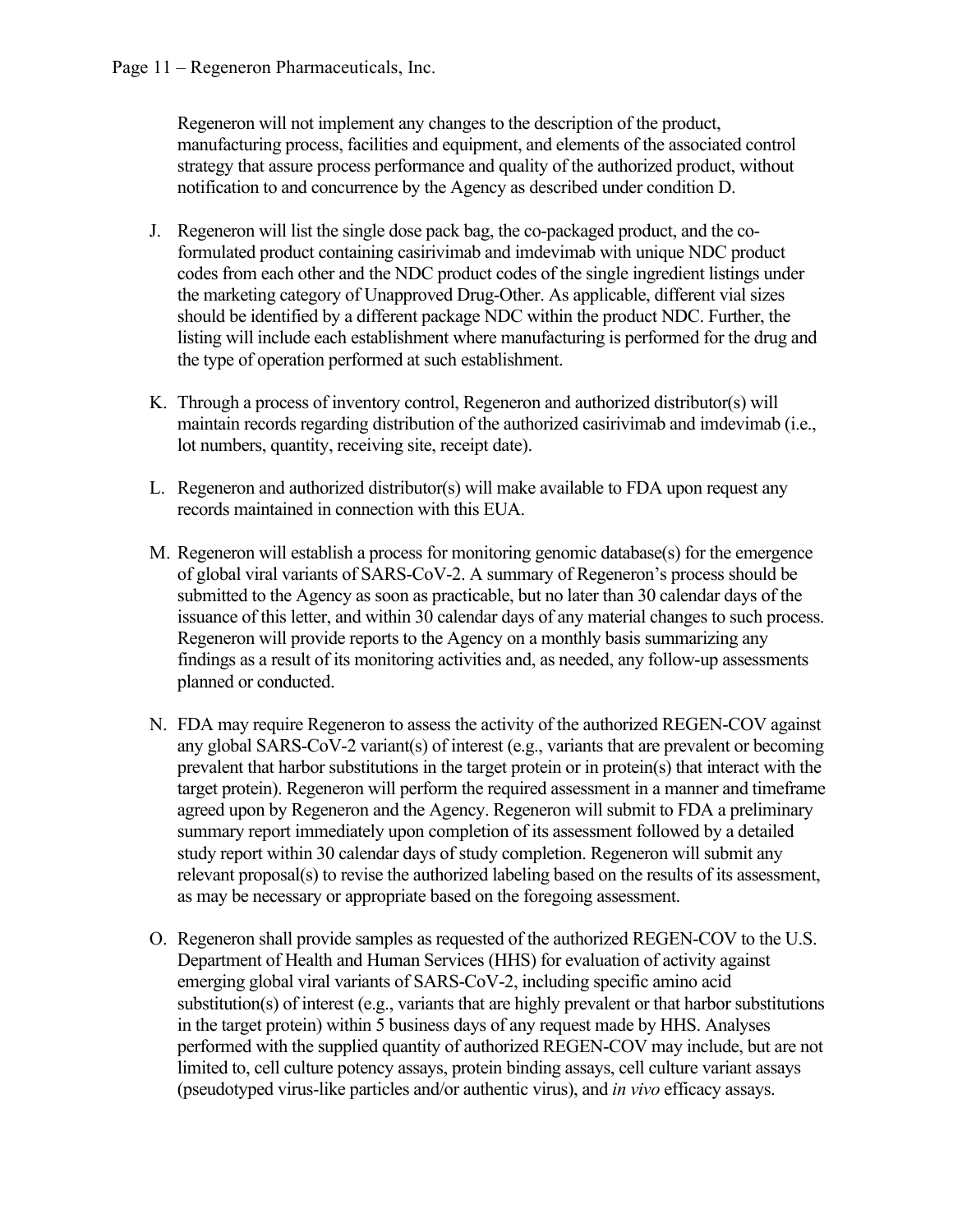Regeneron will not implement any changes to the description of the product, manufacturing process, facilities and equipment, and elements of the associated control strategy that assure process performance and quality of the authorized product, without notification to and concurrence by the Agency as described under condition D.

J. Regeneron will list the single dose pack bag, the co-packaged product, and the co-formulated product containing casirivimab and imdevimab with unique NDC product codes from each other and the NDC product codes of the single ingredient listings under the marketing category of Unapproved Drug-Other. As applicable, different vial sizes should be identified by a different package NDC within the product NDC. Further, the listing will include each establishment where manufacturing is performed for the drug and the type of operation performed at such establishment.

K. Through a process of inventory control, Regeneron and authorized distributor(s) will maintain records regarding distribution of the authorized casirivimab and imdevimab (i.e., lot numbers, quantity, receiving site, receipt date).

L. Regeneron and authorized distributor(s) will make available to FDA upon request any records maintained in connection with this EUA.

M. Regeneron will establish a process for monitoring genomic database(s) for the emergence of global viral variants of SARS-CoV-2. A summary of Regeneron's process should be submitted to the Agency as soon as practicable, but no later than 30 calendar days of the issuance of this letter, and within 30 calendar days of any material changes to such process. Regeneron will provide reports to the Agency on a monthly basis summarizing any findings as a result of its monitoring activities and, as needed, any follow-up assessments planned or conducted.

N. FDA may require Regeneron to assess the activity of the authorized REGEN-COV against any global SARS-CoV-2 variant(s) of interest (e.g., variants that are prevalent or becoming prevalent that harbor substitutions in the target protein or in protein(s) that interact with the target protein). Regeneron will perform the required assessment in a manner and timeframe agreed upon by Regeneron and the Agency. Regeneron will submit to FDA a preliminary summary report immediately upon completion of its assessment followed by a detailed study report within 30 calendar days of study completion. Regeneron will submit any relevant proposal(s) to revise the authorized labeling based on the results of its assessment, as may be necessary or appropriate based on the foregoing assessment.

O. Regeneron shall provide samples as requested of the authorized REGEN-COV to the U.S. Department of Health and Human Services (HHS) for evaluation of activity against emerging global viral variants of SARS-CoV-2, including specific amino acid substitution(s) of interest (e.g., variants that are highly prevalent or that harbor substitutions in the target protein) within 5 business days of any request made by HHS. Analyses performed with the supplied quantity of authorized REGEN-COV may include, but are not limited to, cell culture potency assays, protein binding assays, cell culture variant assays (pseudotyped virus-like particles and/or authentic virus), and *in vivo* efficacy assays.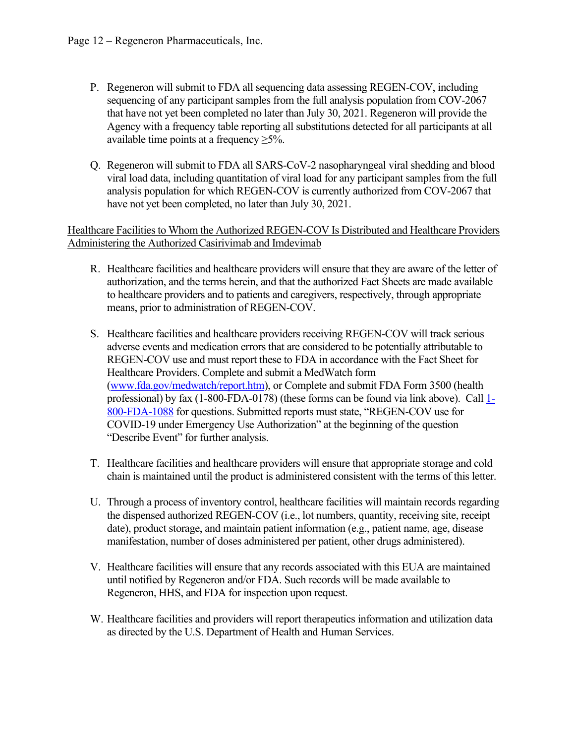P. Regeneron will submit to FDA all sequencing data assessing REGEN-COV, including sequencing of any participant samples from the full analysis population from COV-2067 that have not yet been completed no later than July 30, 2021. Regeneron will provide the Agency with a frequency table reporting all substitutions detected for all participants at all available time points at a frequency ≥5%.

Q. Regeneron will submit to FDA all SARS-CoV-2 nasopharyngeal viral shedding and blood viral load data, including quantitation of viral load for any participant samples from the full analysis population for which REGEN-COV is currently authorized from COV-2067 that have not yet been completed, no later than July 30, 2021.

<u>Healthcare Facilities to Whom the Authorized REGEN-COV Is Distributed and Healthcare Providers Administering the Authorized Casirivimab and Imdevimab</u>

R. Healthcare facilities and healthcare providers will ensure that they are aware of the letter of authorization, and the terms herein, and that the authorized Fact Sheets are made available to healthcare providers and to patients and caregivers, respectively, through appropriate means, prior to administration of REGEN-COV.

S. Healthcare facilities and healthcare providers receiving REGEN-COV will track serious adverse events and medication errors that are considered to be potentially attributable to REGEN-COV use and must report these to FDA in accordance with the Fact Sheet for Healthcare Providers. Complete and submit a MedWatch form (www.fda.gov/medwatch/report.htm), or Complete and submit FDA Form 3500 (health professional) by fax (1-800-FDA-0178) (these forms can be found via link above). Call 1-800-FDA-1088 for questions. Submitted reports must state, "REGEN-COV use for COVID-19 under Emergency Use Authorization" at the beginning of the question "Describe Event" for further analysis.

T. Healthcare facilities and healthcare providers will ensure that appropriate storage and cold chain is maintained until the product is administered consistent with the terms of this letter.

U. Through a process of inventory control, healthcare facilities will maintain records regarding the dispensed authorized REGEN-COV (i.e., lot numbers, quantity, receiving site, receipt date), product storage, and maintain patient information (e.g., patient name, age, disease manifestation, number of doses administered per patient, other drugs administered).

V. Healthcare facilities will ensure that any records associated with this EUA are maintained until notified by Regeneron and/or FDA. Such records will be made available to Regeneron, HHS, and FDA for inspection upon request.

W. Healthcare facilities and providers will report therapeutics information and utilization data as directed by the U.S. Department of Health and Human Services.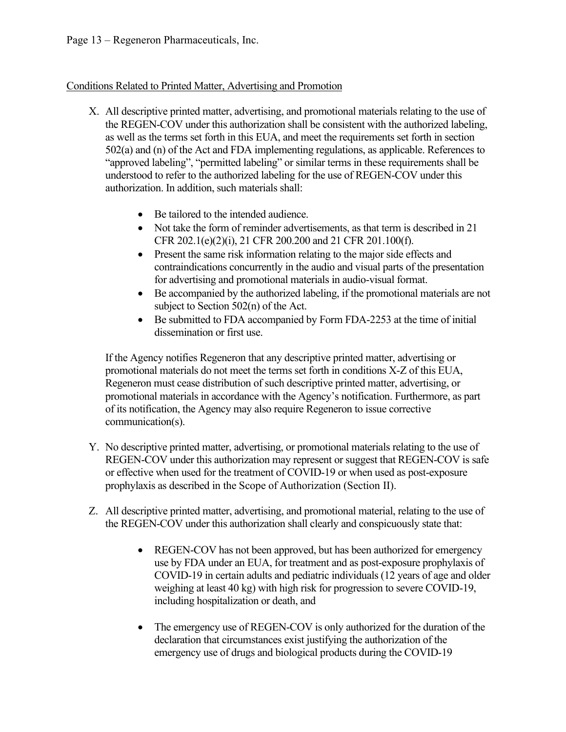Conditions Related to Printed Matter, Advertising and Promotion

X. All descriptive printed matter, advertising, and promotional materials relating to the use of the REGEN-COV under this authorization shall be consistent with the authorized labeling, as well as the terms set forth in this EUA, and meet the requirements set forth in section 502(a) and (n) of the Act and FDA implementing regulations, as applicable. References to "approved labeling", "permitted labeling" or similar terms in these requirements shall be understood to refer to the authorized labeling for the use of REGEN-COV under this authorization. In addition, such materials shall:

- Be tailored to the intended audience.
- Not take the form of reminder advertisements, as that term is described in 21 CFR 202.1(e)(2)(i), 21 CFR 200.200 and 21 CFR 201.100(f).
- Present the same risk information relating to the major side effects and contraindications concurrently in the audio and visual parts of the presentation for advertising and promotional materials in audio-visual format.
- Be accompanied by the authorized labeling, if the promotional materials are not subject to Section 502(n) of the Act.
- Be submitted to FDA accompanied by Form FDA-2253 at the time of initial dissemination or first use.

If the Agency notifies Regeneron that any descriptive printed matter, advertising or promotional materials do not meet the terms set forth in conditions X-Z of this EUA, Regeneron must cease distribution of such descriptive printed matter, advertising, or promotional materials in accordance with the Agency's notification. Furthermore, as part of its notification, the Agency may also require Regeneron to issue corrective communication(s).

Y. No descriptive printed matter, advertising, or promotional materials relating to the use of REGEN-COV under this authorization may represent or suggest that REGEN-COV is safe or effective when used for the treatment of COVID-19 or when used as post-exposure prophylaxis as described in the Scope of Authorization (Section II).

Z. All descriptive printed matter, advertising, and promotional material, relating to the use of the REGEN-COV under this authorization shall clearly and conspicuously state that:

- REGEN-COV has not been approved, but has been authorized for emergency use by FDA under an EUA, for treatment and as post-exposure prophylaxis of COVID-19 in certain adults and pediatric individuals (12 years of age and older weighing at least 40 kg) with high risk for progression to severe COVID-19, including hospitalization or death, and

- The emergency use of REGEN-COV is only authorized for the duration of the declaration that circumstances exist justifying the authorization of the emergency use of drugs and biological products during the COVID-19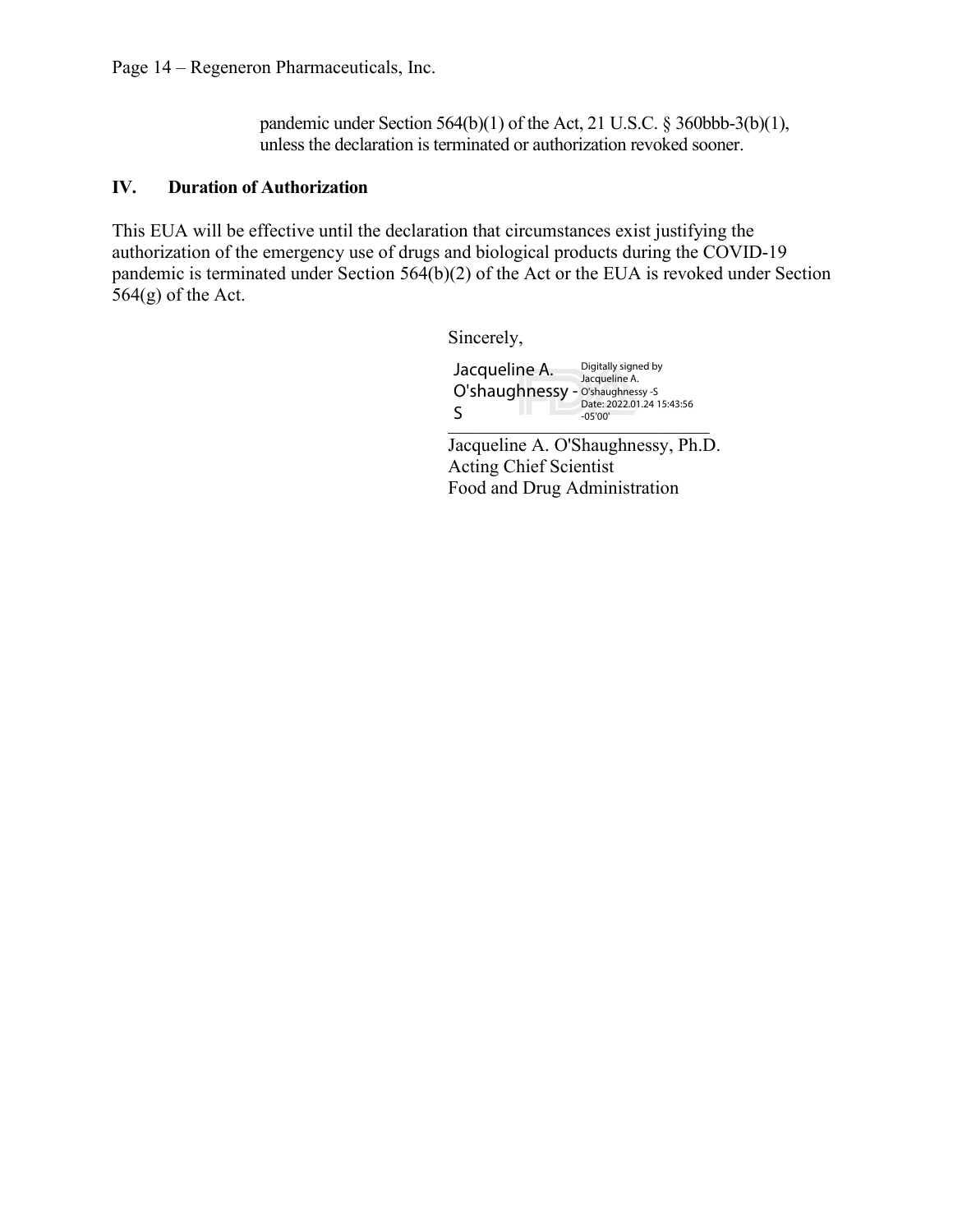pandemic under Section 564(b)(1) of the Act, 21 U.S.C. § 360bbb-3(b)(1), unless the declaration is terminated or authorization revoked sooner.

## IV. Duration of Authorization

This EUA will be effective until the declaration that circumstances exist justifying the authorization of the emergency use of drugs and biological products during the COVID-19 pandemic is terminated under Section 564(b)(2) of the Act or the EUA is revoked under Section 564(g) of the Act.

Sincerely,

Jacqueline A. O'shaughnessy -S
Digitally signed by Jacqueline A. O'shaughnessy -S
Date: 2022.01.24 15:43:56 -05'00'

_______________________________

Jacqueline A. O'Shaughnessy, Ph.D.
Acting Chief Scientist
Food and Drug Administration